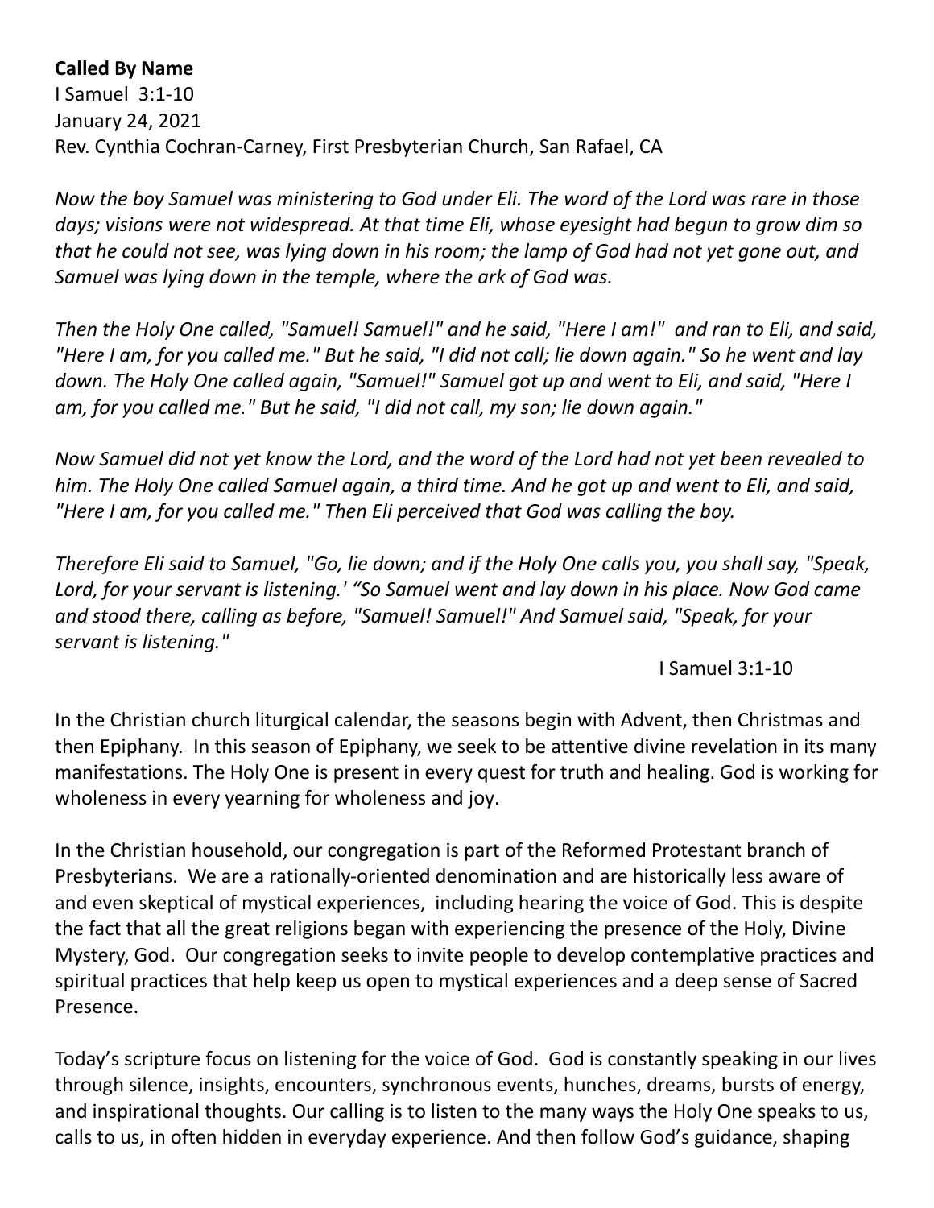**Called By Name**
I Samuel 3:1-10
January 24, 2021
Rev. Cynthia Cochran-Carney, First Presbyterian Church, San Rafael, CA

*Now the boy Samuel was ministering to God under Eli. The word of the Lord was rare in those days; visions were not widespread. At that time Eli, whose eyesight had begun to grow dim so that he could not see, was lying down in his room; the lamp of God had not yet gone out, and Samuel was lying down in the temple, where the ark of God was.*

*Then the Holy One called, "Samuel! Samuel!" and he said, "Here I am!" and ran to Eli, and said, "Here I am, for you called me." But he said, "I did not call; lie down again." So he went and lay down. The Holy One called again, "Samuel!" Samuel got up and went to Eli, and said, "Here I am, for you called me." But he said, "I did not call, my son; lie down again."*

*Now Samuel did not yet know the Lord, and the word of the Lord had not yet been revealed to him. The Holy One called Samuel again, a third time. And he got up and went to Eli, and said, "Here I am, for you called me." Then Eli perceived that God was calling the boy.*

*Therefore Eli said to Samuel, "Go, lie down; and if the Holy One calls you, you shall say, "Speak, Lord, for your servant is listening.' "So Samuel went and lay down in his place. Now God came and stood there, calling as before, "Samuel! Samuel!" And Samuel said, "Speak, for your servant is listening."*

I Samuel 3:1-10

In the Christian church liturgical calendar, the seasons begin with Advent, then Christmas and then Epiphany. In this season of Epiphany, we seek to be attentive divine revelation in its many manifestations. The Holy One is present in every quest for truth and healing. God is working for wholeness in every yearning for wholeness and joy.

In the Christian household, our congregation is part of the Reformed Protestant branch of Presbyterians. We are a rationally-oriented denomination and are historically less aware of and even skeptical of mystical experiences, including hearing the voice of God. This is despite the fact that all the great religions began with experiencing the presence of the Holy, Divine Mystery, God. Our congregation seeks to invite people to develop contemplative practices and spiritual practices that help keep us open to mystical experiences and a deep sense of Sacred Presence.

Today's scripture focus on listening for the voice of God. God is constantly speaking in our lives through silence, insights, encounters, synchronous events, hunches, dreams, bursts of energy, and inspirational thoughts. Our calling is to listen to the many ways the Holy One speaks to us, calls to us, in often hidden in everyday experience. And then follow God's guidance, shaping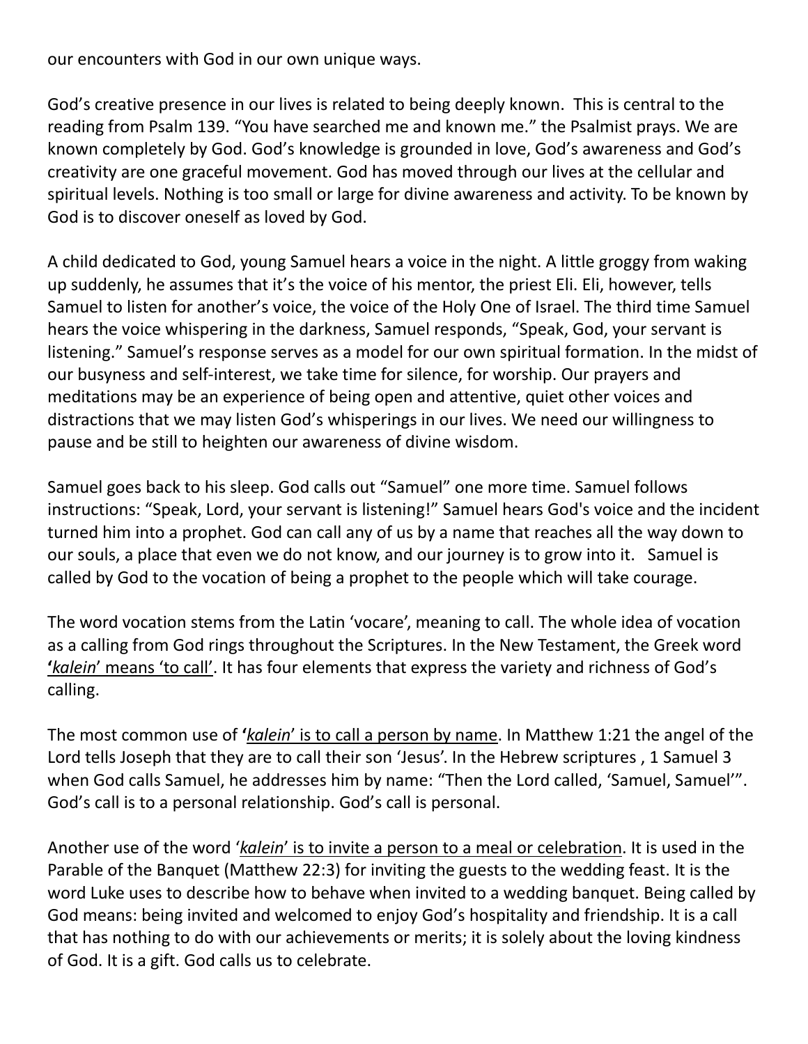our encounters with God in our own unique ways.

God's creative presence in our lives is related to being deeply known. This is central to the reading from Psalm 139. "You have searched me and known me." the Psalmist prays. We are known completely by God. God's knowledge is grounded in love, God's awareness and God's creativity are one graceful movement. God has moved through our lives at the cellular and spiritual levels. Nothing is too small or large for divine awareness and activity. To be known by God is to discover oneself as loved by God.

A child dedicated to God, young Samuel hears a voice in the night. A little groggy from waking up suddenly, he assumes that it's the voice of his mentor, the priest Eli. Eli, however, tells Samuel to listen for another's voice, the voice of the Holy One of Israel. The third time Samuel hears the voice whispering in the darkness, Samuel responds, "Speak, God, your servant is listening." Samuel's response serves as a model for our own spiritual formation. In the midst of our busyness and self-interest, we take time for silence, for worship. Our prayers and meditations may be an experience of being open and attentive, quiet other voices and distractions that we may listen God's whisperings in our lives. We need our willingness to pause and be still to heighten our awareness of divine wisdom.

Samuel goes back to his sleep. God calls out "Samuel" one more time. Samuel follows instructions: "Speak, Lord, your servant is listening!" Samuel hears God's voice and the incident turned him into a prophet. God can call any of us by a name that reaches all the way down to our souls, a place that even we do not know, and our journey is to grow into it. Samuel is called by God to the vocation of being a prophet to the people which will take courage.

The word vocation stems from the Latin 'vocare', meaning to call. The whole idea of vocation as a calling from God rings throughout the Scriptures. In the New Testament, the Greek word **'**<u>*kalein*' means 'to call'</u>. It has four elements that express the variety and richness of God's calling.

The most common use of **'**<u>*kalein*' is to call a person by name</u>. In Matthew 1:21 the angel of the Lord tells Joseph that they are to call their son 'Jesus'. In the Hebrew scriptures , 1 Samuel 3 when God calls Samuel, he addresses him by name: "Then the Lord called, 'Samuel, Samuel'". God's call is to a personal relationship. God's call is personal.

Another use of the word '<u>*kalein*' is to invite a person to a meal or celebration</u>. It is used in the Parable of the Banquet (Matthew 22:3) for inviting the guests to the wedding feast. It is the word Luke uses to describe how to behave when invited to a wedding banquet. Being called by God means: being invited and welcomed to enjoy God's hospitality and friendship. It is a call that has nothing to do with our achievements or merits; it is solely about the loving kindness of God. It is a gift. God calls us to celebrate.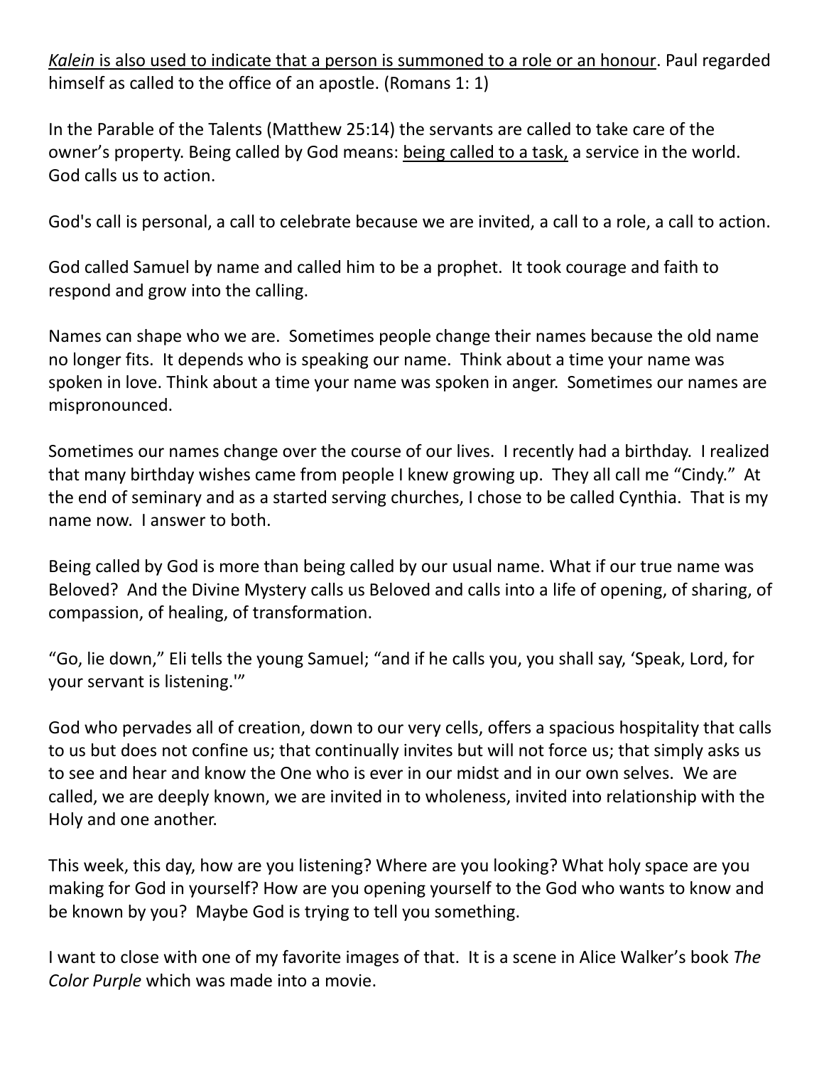*Kalein* is also used to indicate that a person is summoned to a role or an honour. Paul regarded himself as called to the office of an apostle. (Romans 1: 1)

In the Parable of the Talents (Matthew 25:14) the servants are called to take care of the owner's property. Being called by God means: being called to a task, a service in the world. God calls us to action.

God's call is personal, a call to celebrate because we are invited, a call to a role, a call to action.

God called Samuel by name and called him to be a prophet. It took courage and faith to respond and grow into the calling.

Names can shape who we are. Sometimes people change their names because the old name no longer fits. It depends who is speaking our name. Think about a time your name was spoken in love. Think about a time your name was spoken in anger. Sometimes our names are mispronounced.

Sometimes our names change over the course of our lives. I recently had a birthday. I realized that many birthday wishes came from people I knew growing up. They all call me "Cindy." At the end of seminary and as a started serving churches, I chose to be called Cynthia. That is my name now. I answer to both.

Being called by God is more than being called by our usual name. What if our true name was Beloved? And the Divine Mystery calls us Beloved and calls into a life of opening, of sharing, of compassion, of healing, of transformation.

"Go, lie down," Eli tells the young Samuel; "and if he calls you, you shall say, 'Speak, Lord, for your servant is listening.'"

God who pervades all of creation, down to our very cells, offers a spacious hospitality that calls to us but does not confine us; that continually invites but will not force us; that simply asks us to see and hear and know the One who is ever in our midst and in our own selves. We are called, we are deeply known, we are invited in to wholeness, invited into relationship with the Holy and one another.

This week, this day, how are you listening? Where are you looking? What holy space are you making for God in yourself? How are you opening yourself to the God who wants to know and be known by you? Maybe God is trying to tell you something.

I want to close with one of my favorite images of that. It is a scene in Alice Walker's book *The Color Purple* which was made into a movie.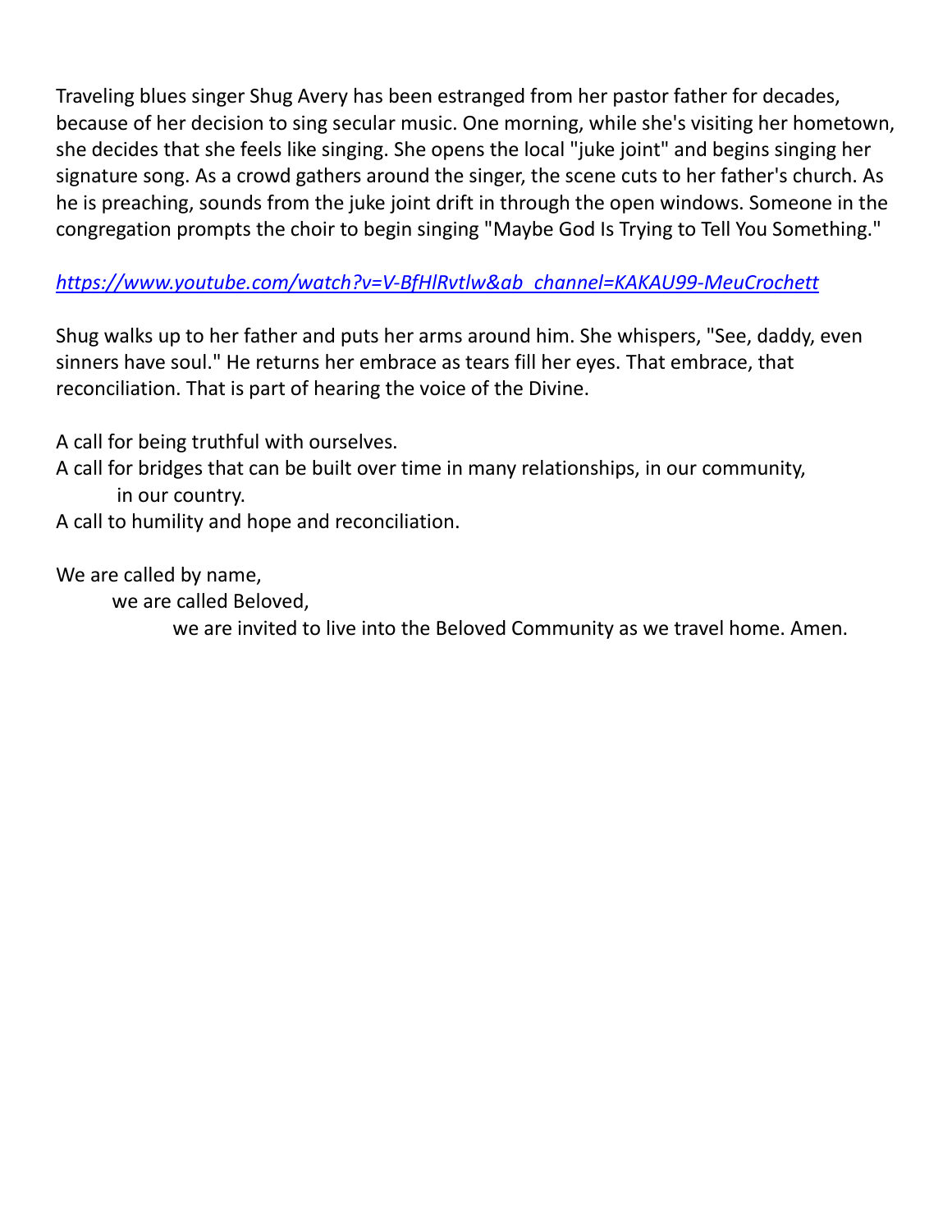Traveling blues singer Shug Avery has been estranged from her pastor father for decades, because of her decision to sing secular music. One morning, while she's visiting her hometown, she decides that she feels like singing. She opens the local "juke joint" and begins singing her signature song. As a crowd gathers around the singer, the scene cuts to her father's church. As he is preaching, sounds from the juke joint drift in through the open windows. Someone in the congregation prompts the choir to begin singing "Maybe God Is Trying to Tell You Something."

*https://www.youtube.com/watch?v=V-BfHlRvtlw&ab_channel=KAKAU99-MeuCrochett*

Shug walks up to her father and puts her arms around him. She whispers, "See, daddy, even sinners have soul." He returns her embrace as tears fill her eyes. That embrace, that reconciliation. That is part of hearing the voice of the Divine.

A call for being truthful with ourselves.
A call for bridges that can be built over time in many relationships, in our community,
in our country.
A call to humility and hope and reconciliation.

We are called by name,
we are called Beloved,
we are invited to live into the Beloved Community as we travel home. Amen.